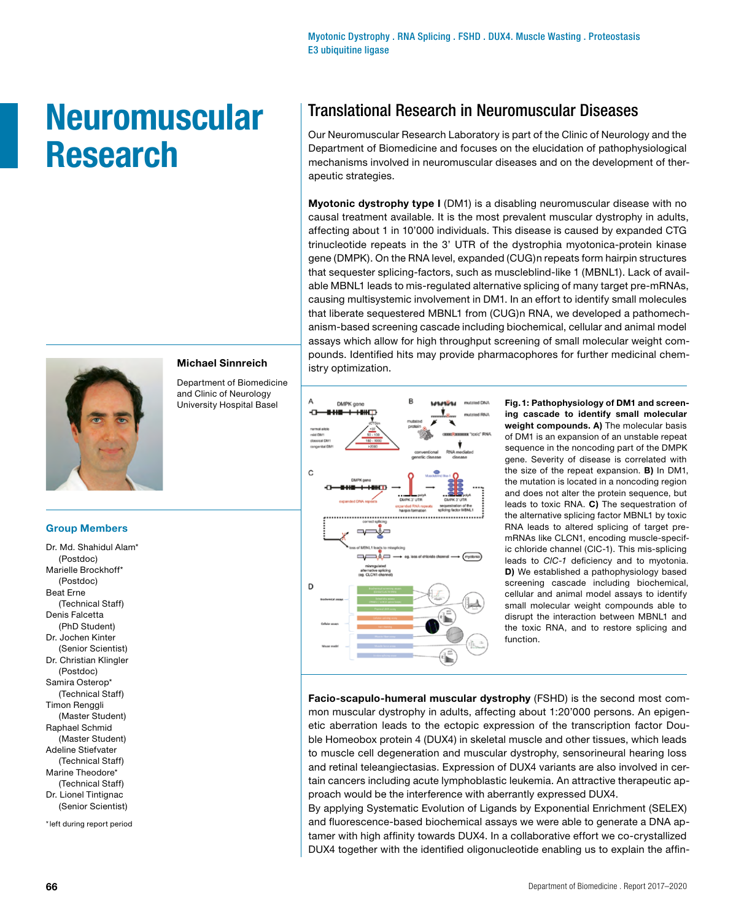Myotonic Dystrophy . RNA Splicing . FSHD . DUX4. Muscle Wasting . Proteostasis
E3 ubiquitine ligase

# Neuromuscular Research

**Michael Sinnreich**

Department of Biomedicine
and Clinic of Neurology
University Hospital Basel

### Group Members

Dr. Md. Shahidul Alam* (Postdoc)
Marielle Brockhoff* (Postdoc)
Beat Erne (Technical Staff)
Denis Falcetta (PhD Student)
Dr. Jochen Kinter (Senior Scientist)
Dr. Christian Klingler (Postdoc)
Samira Osterop* (Technical Staff)
Timon Renggli (Master Student)
Raphael Schmid (Master Student)
Adeline Stiefvater (Technical Staff)
Marine Theodore* (Technical Staff)
Dr. Lionel Tintignac (Senior Scientist)

*left during report period

## Translational Research in Neuromuscular Diseases

Our Neuromuscular Research Laboratory is part of the Clinic of Neurology and the Department of Biomedicine and focuses on the elucidation of pathophysiological mechanisms involved in neuromuscular diseases and on the development of therapeutic strategies.

**Myotonic dystrophy type I** (DM1) is a disabling neuromuscular disease with no causal treatment available. It is the most prevalent muscular dystrophy in adults, affecting about 1 in 10'000 individuals. This disease is caused by expanded CTG trinucleotide repeats in the 3' UTR of the dystrophia myotonica-protein kinase gene (DMPK). On the RNA level, expanded (CUG)n repeats form hairpin structures that sequester splicing-factors, such as muscleblind-like 1 (MBNL1). Lack of available MBNL1 leads to mis-regulated alternative splicing of many target pre-mRNAs, causing multisystemic involvement in DM1. In an effort to identify small molecules that liberate sequestered MBNL1 from (CUG)n RNA, we developed a pathomechanism-based screening cascade including biochemical, cellular and animal model assays which allow for high throughput screening of small molecular weight compounds. Identified hits may provide pharmacophores for further medicinal chemistry optimization.

**Fig. 1: Pathophysiology of DM1 and screening cascade to identify small molecular weight compounds. A)** The molecular basis of DM1 is an expansion of an unstable repeat sequence in the noncoding part of the DMPK gene. Severity of disease is correlated with the size of the repeat expansion. **B)** In DM1, the mutation is located in a noncoding region and does not alter the protein sequence, but leads to toxic RNA. **C)** The sequestration of the alternative splicing factor MBNL1 by toxic RNA leads to altered splicing of target pre-mRNAs like CLCN1, encoding muscle-specific chloride channel (ClC-1). This mis-splicing leads to *ClC-1* deficiency and to myotonia. **D)** We established a pathophysiology based screening cascade including biochemical, cellular and animal model assays to identify small molecular weight compounds able to disrupt the interaction between MBNL1 and the toxic RNA, and to restore splicing and function.

**Facio-scapulo-humeral muscular dystrophy** (FSHD) is the second most common muscular dystrophy in adults, affecting about 1:20'000 persons. An epigenetic aberration leads to the ectopic expression of the transcription factor Double Homeobox protein 4 (DUX4) in skeletal muscle and other tissues, which leads to muscle cell degeneration and muscular dystrophy, sensorineural hearing loss and retinal teleangiectasias. Expression of DUX4 variants are also involved in certain cancers including acute lymphoblastic leukemia. An attractive therapeutic approach would be the interference with aberrantly expressed DUX4.
By applying Systematic Evolution of Ligands by Exponential Enrichment (SELEX) and fluorescence-based biochemical assays we were able to generate a DNA aptamer with high affinity towards DUX4. In a collaborative effort we co-crystallized DUX4 together with the identified oligonucleotide enabling us to explain the affin-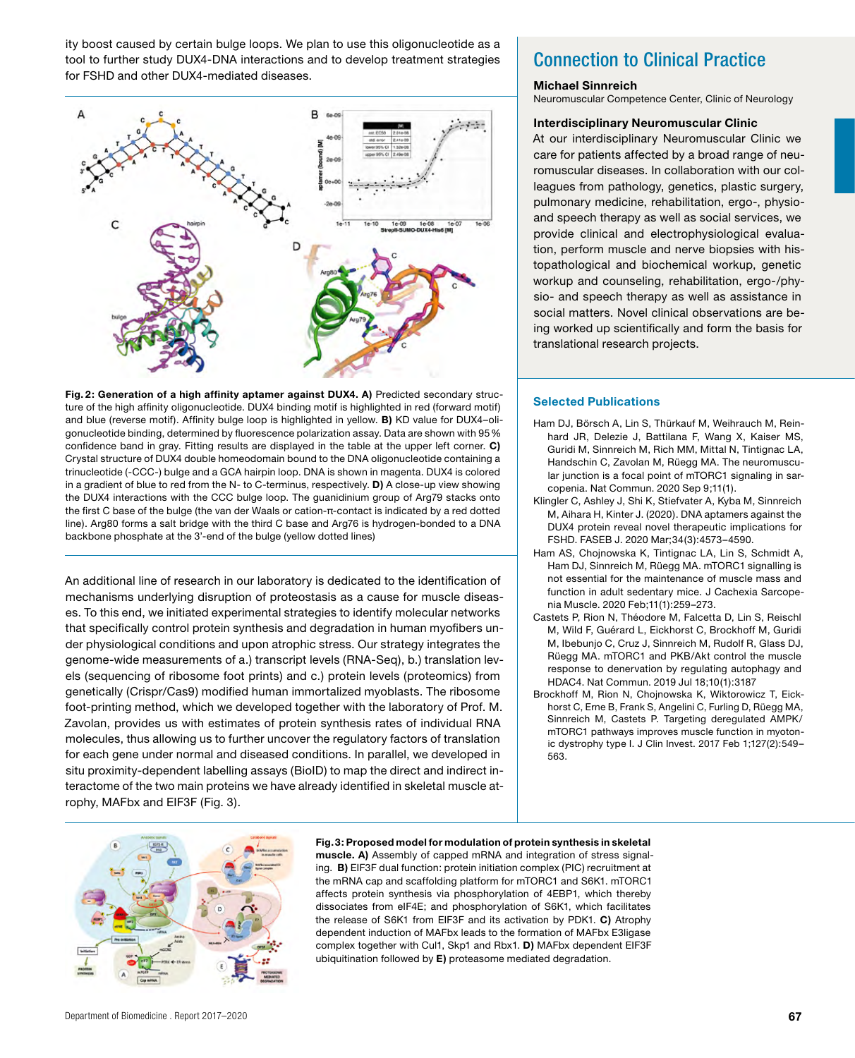ity boost caused by certain bulge loops. We plan to use this oligonucleotide as a tool to further study DUX4-DNA interactions and to develop treatment strategies for FSHD and other DUX4-mediated diseases.

**Fig. 2: Generation of a high affinity aptamer against DUX4. A)** Predicted secondary structure of the high affinity oligonucleotide. DUX4 binding motif is highlighted in red (forward motif) and blue (reverse motif). Affinity bulge loop is highlighted in yellow. **B)** KD value for DUX4–oligonucleotide binding, determined by fluorescence polarization assay. Data are shown with 95 % confidence band in gray. Fitting results are displayed in the table at the upper left corner. **C)** Crystal structure of DUX4 double homeodomain bound to the DNA oligonucleotide containing a trinucleotide (-CCC-) bulge and a GCA hairpin loop. DNA is shown in magenta. DUX4 is colored in a gradient of blue to red from the N- to C-terminus, respectively. **D)** A close-up view showing the DUX4 interactions with the CCC bulge loop. The guanidinium group of Arg79 stacks onto the first C base of the bulge (the van der Waals or cation-π-contact is indicated by a red dotted line). Arg80 forms a salt bridge with the third C base and Arg76 is hydrogen-bonded to a DNA backbone phosphate at the 3'-end of the bulge (yellow dotted lines)

An additional line of research in our laboratory is dedicated to the identification of mechanisms underlying disruption of proteostasis as a cause for muscle diseases. To this end, we initiated experimental strategies to identify molecular networks that specifically control protein synthesis and degradation in human myofibers under physiological conditions and upon atrophic stress. Our strategy integrates the genome-wide measurements of a.) transcript levels (RNA-Seq), b.) translation levels (sequencing of ribosome foot prints) and c.) protein levels (proteomics) from genetically (Crispr/Cas9) modified human immortalized myoblasts. The ribosome foot-printing method, which we developed together with the laboratory of Prof. M. Zavolan, provides us with estimates of protein synthesis rates of individual RNA molecules, thus allowing us to further uncover the regulatory factors of translation for each gene under normal and diseased conditions. In parallel, we developed in situ proximity-dependent labelling assays (BioID) to map the direct and indirect interactome of the two main proteins we have already identified in skeletal muscle atrophy, MAFbx and EIF3F (Fig. 3).

**Fig. 3: Proposed model for modulation of protein synthesis in skeletal muscle. A)** Assembly of capped mRNA and integration of stress signaling. **B)** EIF3F dual function: protein initiation complex (PIC) recruitment at the mRNA cap and scaffolding platform for mTORC1 and S6K1. mTORC1 affects protein synthesis via phosphorylation of 4EBP1, which thereby dissociates from eIF4E; and phosphorylation of S6K1, which facilitates the release of S6K1 from EIF3F and its activation by PDK1. **C)** Atrophy dependent induction of MAFbx leads to the formation of MAFbx E3ligase complex together with Cul1, Skp1 and Rbx1. **D)** MAFbx dependent EIF3F ubiquitination followed by **E)** proteasome mediated degradation.

## Connection to Clinical Practice

**Michael Sinnreich**
Neuromuscular Competence Center, Clinic of Neurology

**Interdisciplinary Neuromuscular Clinic**
At our interdisciplinary Neuromuscular Clinic we care for patients affected by a broad range of neuromuscular diseases. In collaboration with our colleagues from pathology, genetics, plastic surgery, pulmonary medicine, rehabilitation, ergo-, physio- and speech therapy as well as social services, we provide clinical and electrophysiological evaluation, perform muscle and nerve biopsies with histopathological and biochemical workup, genetic workup and counseling, rehabilitation, ergo-/physio- and speech therapy as well as assistance in social matters. Novel clinical observations are being worked up scientifically and form the basis for translational research projects.

### Selected Publications

Ham DJ, Börsch A, Lin S, Thürkauf M, Weihrauch M, Reinhard JR, Delezie J, Battilana F, Wang X, Kaiser MS, Guridi M, Sinnreich M, Rich MM, Mittal N, Tintignac LA, Handschin C, Zavolan M, Rüegg MA. The neuromuscular junction is a focal point of mTORC1 signaling in sarcopenia. Nat Commun. 2020 Sep 9;11(1).

Klingler C, Ashley J, Shi K, Stiefvater A, Kyba M, Sinnreich M, Aihara H, Kinter J. (2020). DNA aptamers against the DUX4 protein reveal novel therapeutic implications for FSHD. FASEB J. 2020 Mar;34(3):4573–4590.

Ham AS, Chojnowska K, Tintignac LA, Lin S, Schmidt A, Ham DJ, Sinnreich M, Rüegg MA. mTORC1 signalling is not essential for the maintenance of muscle mass and function in adult sedentary mice. J Cachexia Sarcopenia Muscle. 2020 Feb;11(1):259–273.

Castets P, Rion N, Théodore M, Falcetta D, Lin S, Reischl M, Wild F, Guérard L, Eickhorst C, Brockhoff M, Guridi M, Ibebunjo C, Cruz J, Sinnreich M, Rudolf R, Glass DJ, Rüegg MA. mTORC1 and PKB/Akt control the muscle response to denervation by regulating autophagy and HDAC4. Nat Commun. 2019 Jul 18;10(1):3187

Brockhoff M, Rion N, Chojnowska K, Wiktorowicz T, Eickhorst C, Erne B, Frank S, Angelini C, Furling D, Rüegg MA, Sinnreich M, Castets P. Targeting deregulated AMPK/mTORC1 pathways improves muscle function in myotonic dystrophy type I. J Clin Invest. 2017 Feb 1;127(2):549–563.